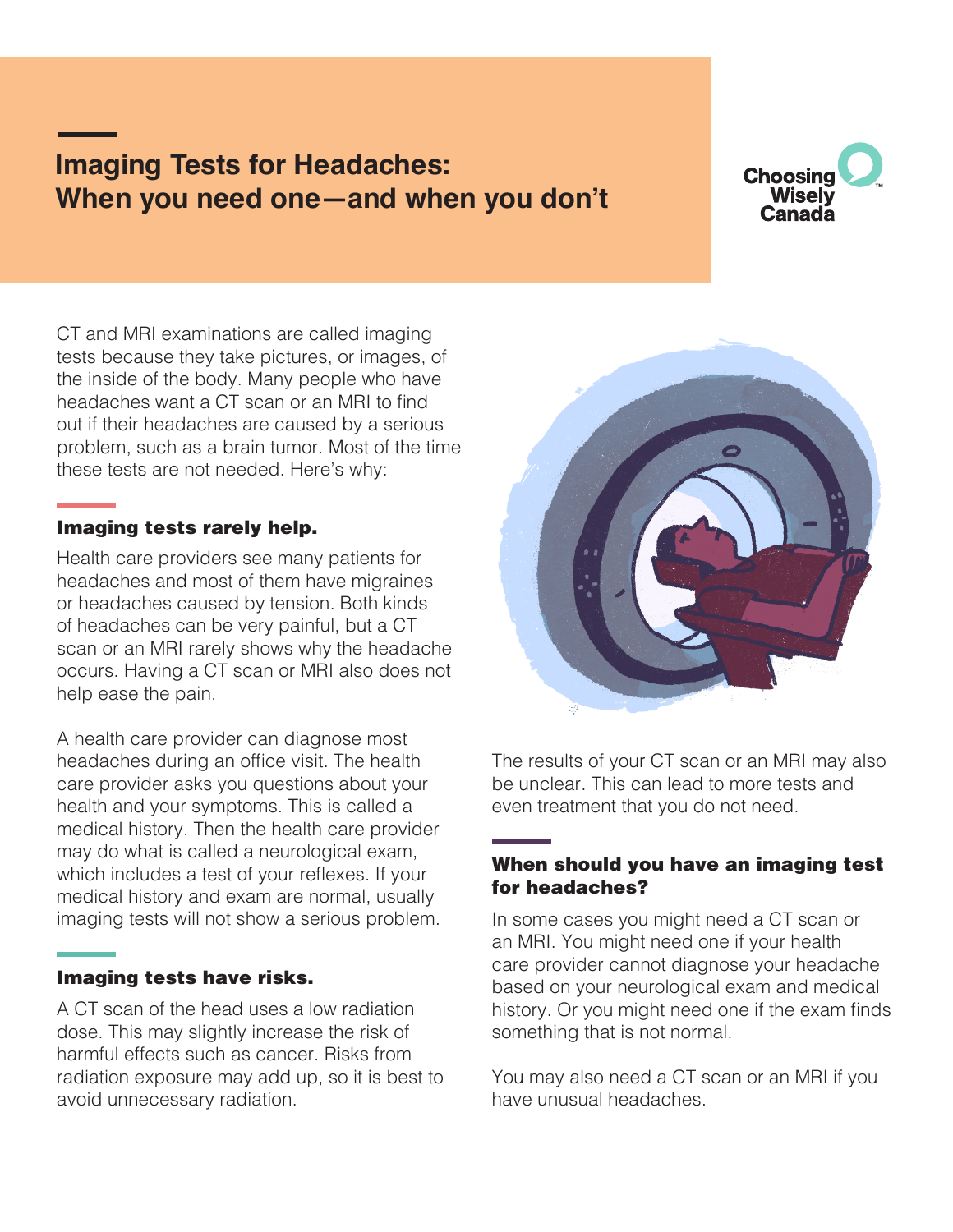# Imaging Tests for Headaches: When you need one—and when you don't

Choosing Wisely Canada

CT and MRI examinations are called imaging tests because they take pictures, or images, of the inside of the body. Many people who have headaches want a CT scan or an MRI to find out if their headaches are caused by a serious problem, such as a brain tumor. Most of the time these tests are not needed. Here's why:

## Imaging tests rarely help.

Health care providers see many patients for headaches and most of them have migraines or headaches caused by tension. Both kinds of headaches can be very painful, but a CT scan or an MRI rarely shows why the headache occurs. Having a CT scan or MRI also does not help ease the pain.

A health care provider can diagnose most headaches during an office visit. The health care provider asks you questions about your health and your symptoms. This is called a medical history. Then the health care provider may do what is called a neurological exam, which includes a test of your reflexes. If your medical history and exam are normal, usually imaging tests will not show a serious problem.

## Imaging tests have risks.

A CT scan of the head uses a low radiation dose. This may slightly increase the risk of harmful effects such as cancer. Risks from radiation exposure may add up, so it is best to avoid unnecessary radiation.

The results of your CT scan or an MRI may also be unclear. This can lead to more tests and even treatment that you do not need.

## When should you have an imaging test for headaches?

In some cases you might need a CT scan or an MRI. You might need one if your health care provider cannot diagnose your headache based on your neurological exam and medical history. Or you might need one if the exam finds something that is not normal.

You may also need a CT scan or an MRI if you have unusual headaches.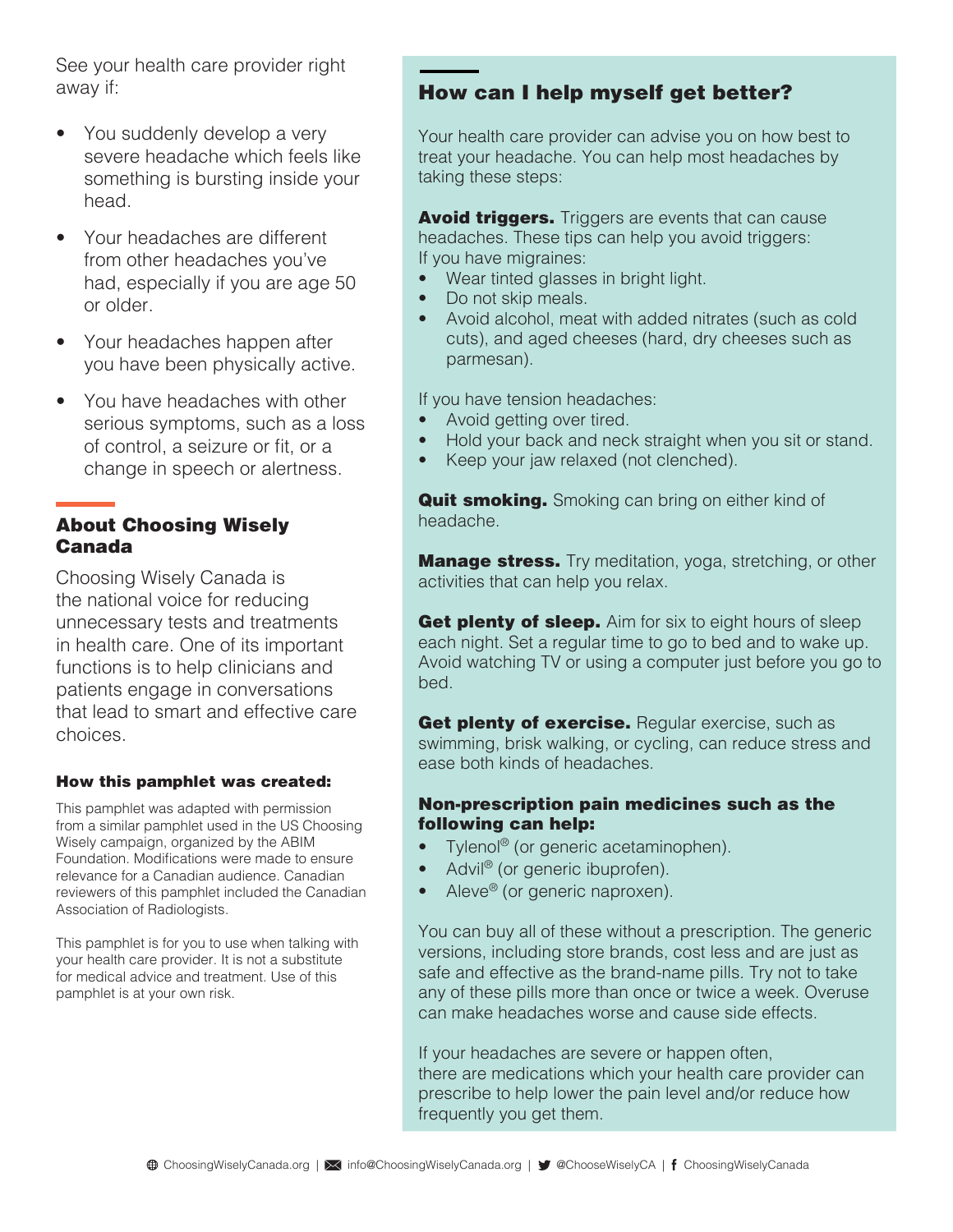See your health care provider right away if:

- You suddenly develop a very severe headache which feels like something is bursting inside your head.
- Your headaches are different from other headaches you've had, especially if you are age 50 or older.
- Your headaches happen after you have been physically active.
- You have headaches with other serious symptoms, such as a loss of control, a seizure or fit, or a change in speech or alertness.

## About Choosing Wisely Canada

Choosing Wisely Canada is the national voice for reducing unnecessary tests and treatments in health care. One of its important functions is to help clinicians and patients engage in conversations that lead to smart and effective care choices.

#### How this pamphlet was created:

This pamphlet was adapted with permission from a similar pamphlet used in the US Choosing Wisely campaign, organized by the ABIM Foundation. Modifications were made to ensure relevance for a Canadian audience. Canadian reviewers of this pamphlet included the Canadian Association of Radiologists.

This pamphlet is for you to use when talking with your health care provider. It is not a substitute for medical advice and treatment. Use of this pamphlet is at your own risk.

## How can I help myself get better?

Your health care provider can advise you on how best to treat your headache. You can help most headaches by taking these steps:

**Avoid triggers.** Triggers are events that can cause headaches. These tips can help you avoid triggers:
If you have migraines:

- Wear tinted glasses in bright light.
- Do not skip meals.
- Avoid alcohol, meat with added nitrates (such as cold cuts), and aged cheeses (hard, dry cheeses such as parmesan).

If you have tension headaches:

- Avoid getting over tired.
- Hold your back and neck straight when you sit or stand.
- Keep your jaw relaxed (not clenched).

**Quit smoking.** Smoking can bring on either kind of headache.

**Manage stress.** Try meditation, yoga, stretching, or other activities that can help you relax.

**Get plenty of sleep.** Aim for six to eight hours of sleep each night. Set a regular time to go to bed and to wake up. Avoid watching TV or using a computer just before you go to bed.

**Get plenty of exercise.** Regular exercise, such as swimming, brisk walking, or cycling, can reduce stress and ease both kinds of headaches.

**Non-prescription pain medicines such as the following can help:**

- Tylenol® (or generic acetaminophen).
- Advil® (or generic ibuprofen).
- Aleve® (or generic naproxen).

You can buy all of these without a prescription. The generic versions, including store brands, cost less and are just as safe and effective as the brand-name pills. Try not to take any of these pills more than once or twice a week. Overuse can make headaches worse and cause side effects.

If your headaches are severe or happen often, there are medications which your health care provider can prescribe to help lower the pain level and/or reduce how frequently you get them.

ChoosingWiselyCanada.org | info@ChoosingWiselyCanada.org | @ChooseWiselyCA | ChoosingWiselyCanada